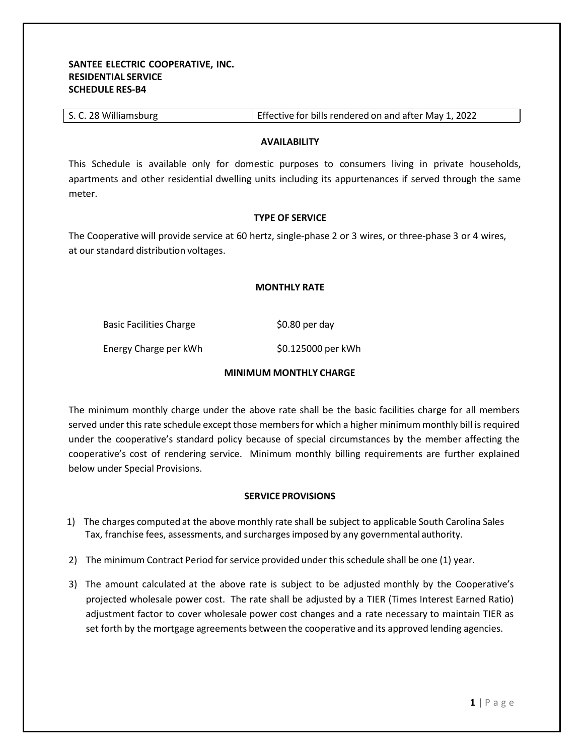**SANTEE ELECTRIC COOPERATIVE, INC.**
**RESIDENTIAL SERVICE**
**SCHEDULE RES-B4**

| S. C. 28 Williamsburg | Effective for bills rendered on and after May 1, 2022 |
|---|---|

## AVAILABILITY

This Schedule is available only for domestic purposes to consumers living in private households, apartments and other residential dwelling units including its appurtenances if served through the same meter.

## TYPE OF SERVICE

The Cooperative will provide service at 60 hertz, single-phase 2 or 3 wires, or three-phase 3 or 4 wires, at our standard distribution voltages.

## MONTHLY RATE

| | |
|---|---|
| Basic Facilities Charge | $0.80 per day |
| Energy Charge per kWh | $0.125000 per kWh |

## MINIMUM MONTHLY CHARGE

The minimum monthly charge under the above rate shall be the basic facilities charge for all members served under this rate schedule except those members for which a higher minimum monthly bill is required under the cooperative's standard policy because of special circumstances by the member affecting the cooperative's cost of rendering service. Minimum monthly billing requirements are further explained below under Special Provisions.

## SERVICE PROVISIONS

1) The charges computed at the above monthly rate shall be subject to applicable South Carolina Sales Tax, franchise fees, assessments, and surcharges imposed by any governmental authority.
2) The minimum Contract Period for service provided under this schedule shall be one (1) year.
3) The amount calculated at the above rate is subject to be adjusted monthly by the Cooperative's projected wholesale power cost. The rate shall be adjusted by a TIER (Times Interest Earned Ratio) adjustment factor to cover wholesale power cost changes and a rate necessary to maintain TIER as set forth by the mortgage agreements between the cooperative and its approved lending agencies.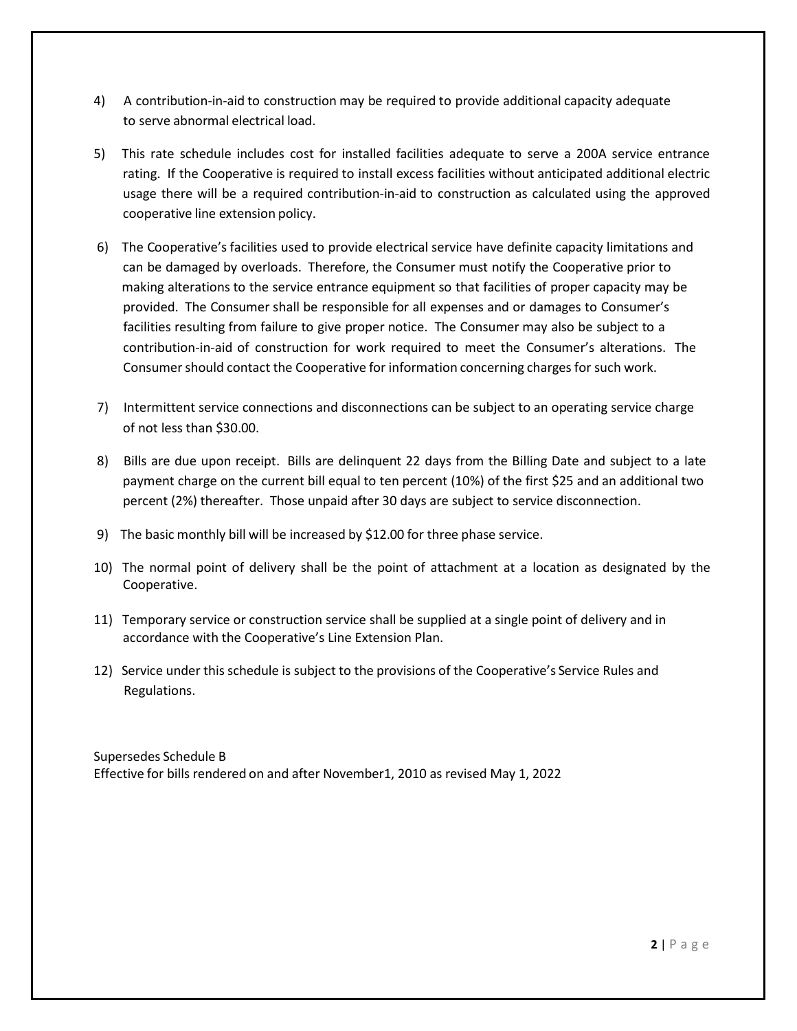4) A contribution-in-aid to construction may be required to provide additional capacity adequate to serve abnormal electrical load.

5) This rate schedule includes cost for installed facilities adequate to serve a 200A service entrance rating. If the Cooperative is required to install excess facilities without anticipated additional electric usage there will be a required contribution-in-aid to construction as calculated using the approved cooperative line extension policy.

6) The Cooperative's facilities used to provide electrical service have definite capacity limitations and can be damaged by overloads. Therefore, the Consumer must notify the Cooperative prior to making alterations to the service entrance equipment so that facilities of proper capacity may be provided. The Consumer shall be responsible for all expenses and or damages to Consumer's facilities resulting from failure to give proper notice. The Consumer may also be subject to a contribution-in-aid of construction for work required to meet the Consumer's alterations. The Consumer should contact the Cooperative for information concerning charges for such work.

7) Intermittent service connections and disconnections can be subject to an operating service charge of not less than $30.00.

8) Bills are due upon receipt. Bills are delinquent 22 days from the Billing Date and subject to a late payment charge on the current bill equal to ten percent (10%) of the first $25 and an additional two percent (2%) thereafter. Those unpaid after 30 days are subject to service disconnection.

9) The basic monthly bill will be increased by $12.00 for three phase service.

10) The normal point of delivery shall be the point of attachment at a location as designated by the Cooperative.

11) Temporary service or construction service shall be supplied at a single point of delivery and in accordance with the Cooperative's Line Extension Plan.

12) Service under this schedule is subject to the provisions of the Cooperative's Service Rules and Regulations.

Supersedes Schedule B
Effective for bills rendered on and after November1, 2010 as revised May 1, 2022